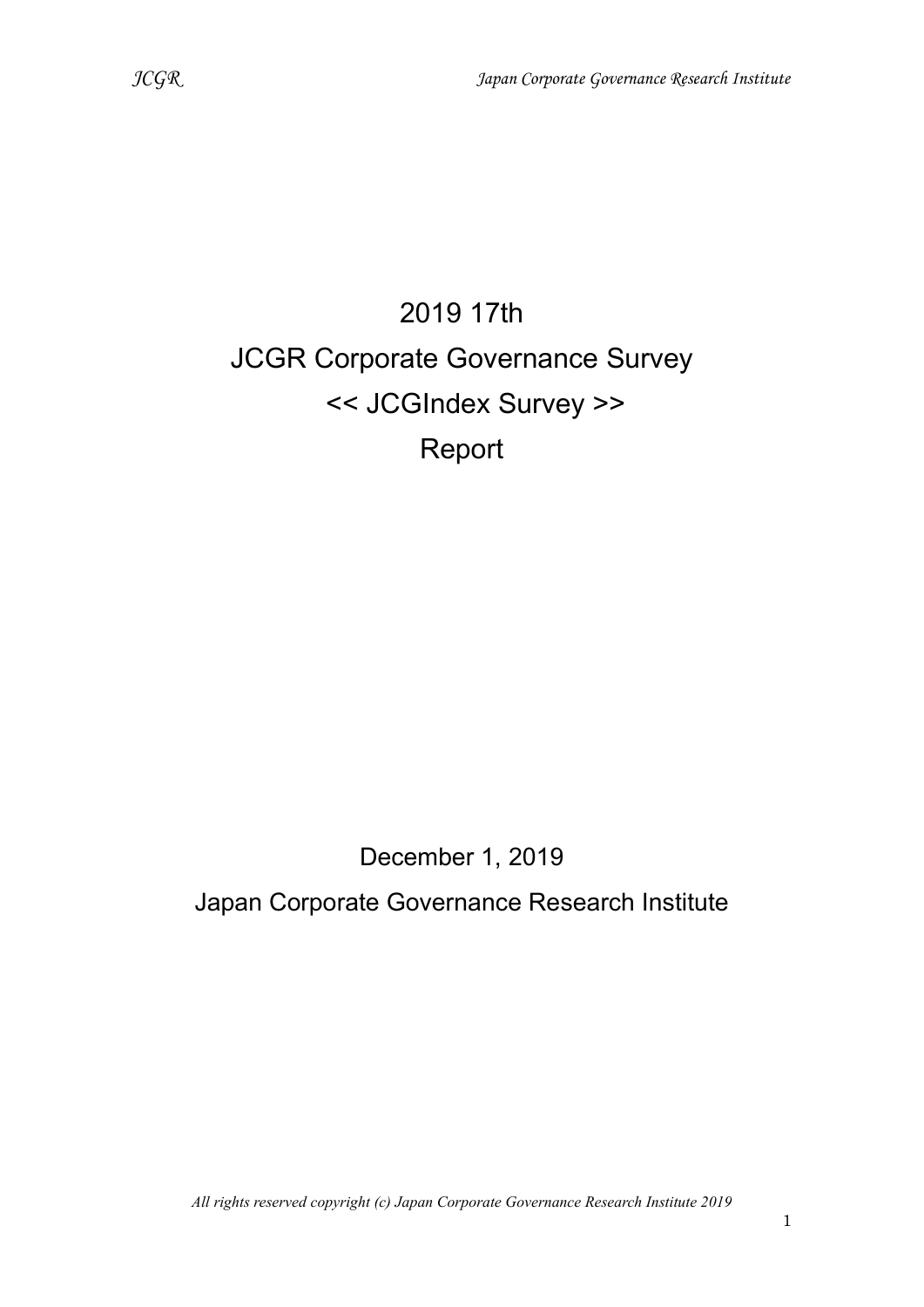# 2019 17th
# JCGR Corporate Governance Survey
# << JCGIndex Survey >>
# Report

December 1, 2019

Japan Corporate Governance Research Institute

*All rights reserved copyright (c) Japan Corporate Governance Research Institute 2019*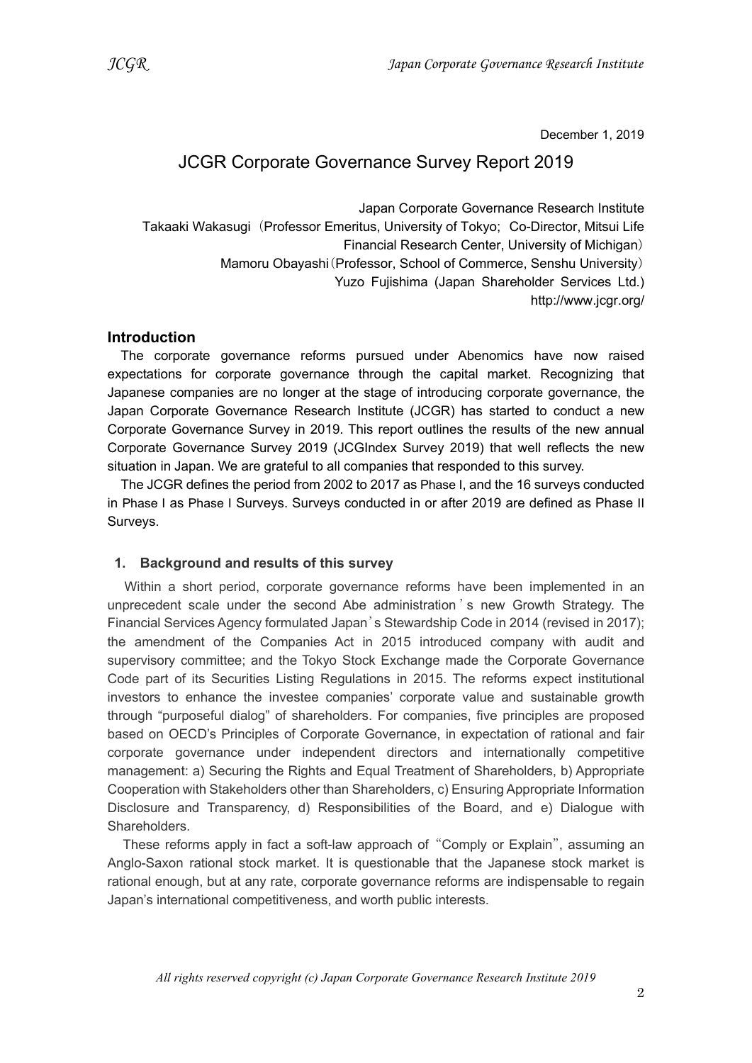December 1, 2019

# JCGR Corporate Governance Survey Report 2019

Japan Corporate Governance Research Institute
Takaaki Wakasugi（Professor Emeritus, University of Tokyo; Co-Director, Mitsui Life Financial Research Center, University of Michigan）
Mamoru Obayashi（Professor, School of Commerce, Senshu University）
Yuzo Fujishima (Japan Shareholder Services Ltd.)
http://www.jcgr.org/

## Introduction

The corporate governance reforms pursued under Abenomics have now raised expectations for corporate governance through the capital market. Recognizing that Japanese companies are no longer at the stage of introducing corporate governance, the Japan Corporate Governance Research Institute (JCGR) has started to conduct a new Corporate Governance Survey in 2019. This report outlines the results of the new annual Corporate Governance Survey 2019 (JCGIndex Survey 2019) that well reflects the new situation in Japan. We are grateful to all companies that responded to this survey.

The JCGR defines the period from 2002 to 2017 as Phase I, and the 16 surveys conducted in Phase I as Phase I Surveys. Surveys conducted in or after 2019 are defined as Phase II Surveys.

### 1. Background and results of this survey

Within a short period, corporate governance reforms have been implemented in an unprecedent scale under the second Abe administration's new Growth Strategy. The Financial Services Agency formulated Japan's Stewardship Code in 2014 (revised in 2017); the amendment of the Companies Act in 2015 introduced company with audit and supervisory committee; and the Tokyo Stock Exchange made the Corporate Governance Code part of its Securities Listing Regulations in 2015. The reforms expect institutional investors to enhance the investee companies' corporate value and sustainable growth through "purposeful dialog" of shareholders. For companies, five principles are proposed based on OECD's Principles of Corporate Governance, in expectation of rational and fair corporate governance under independent directors and internationally competitive management: a) Securing the Rights and Equal Treatment of Shareholders, b) Appropriate Cooperation with Stakeholders other than Shareholders, c) Ensuring Appropriate Information Disclosure and Transparency, d) Responsibilities of the Board, and e) Dialogue with Shareholders.

These reforms apply in fact a soft-law approach of "Comply or Explain", assuming an Anglo-Saxon rational stock market. It is questionable that the Japanese stock market is rational enough, but at any rate, corporate governance reforms are indispensable to regain Japan's international competitiveness, and worth public interests.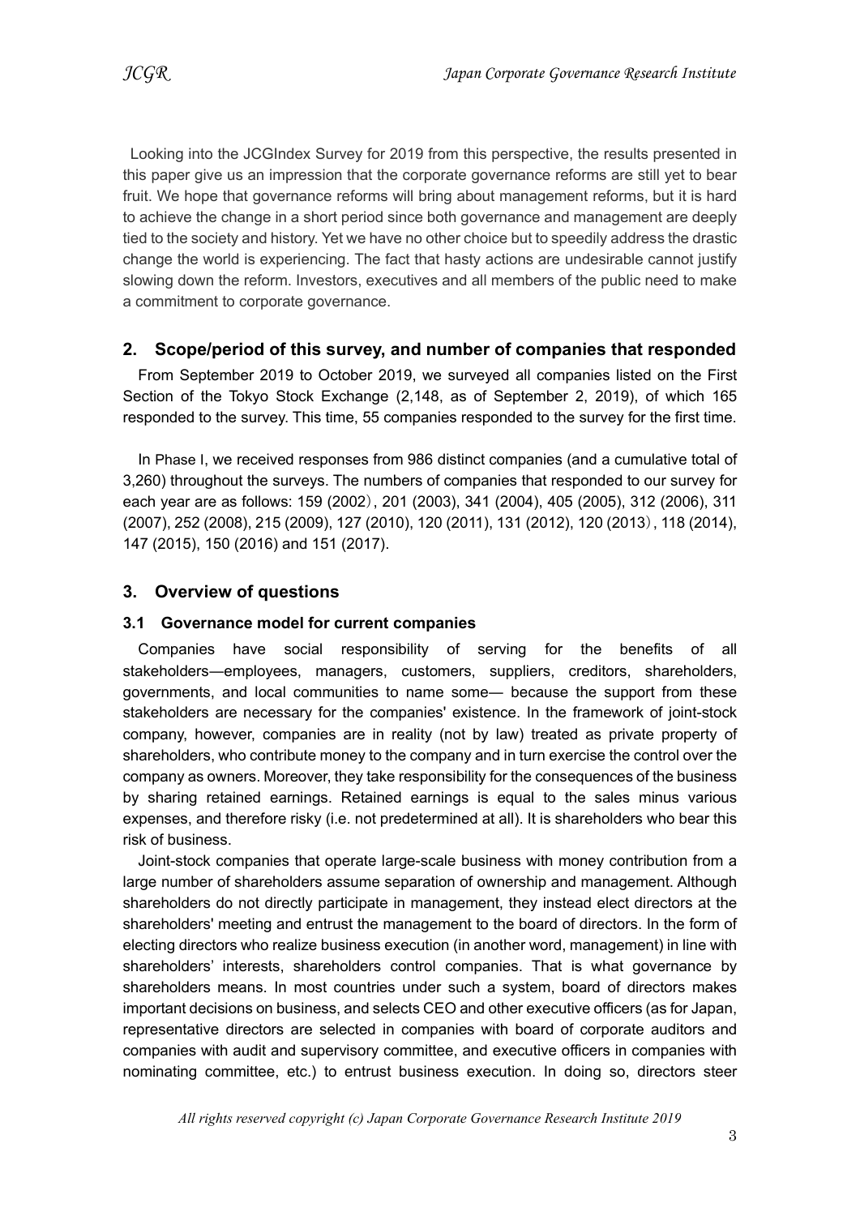Looking into the JCGIndex Survey for 2019 from this perspective, the results presented in this paper give us an impression that the corporate governance reforms are still yet to bear fruit. We hope that governance reforms will bring about management reforms, but it is hard to achieve the change in a short period since both governance and management are deeply tied to the society and history. Yet we have no other choice but to speedily address the drastic change the world is experiencing. The fact that hasty actions are undesirable cannot justify slowing down the reform. Investors, executives and all members of the public need to make a commitment to corporate governance.

## 2. Scope/period of this survey, and number of companies that responded

From September 2019 to October 2019, we surveyed all companies listed on the First Section of the Tokyo Stock Exchange (2,148, as of September 2, 2019), of which 165 responded to the survey. This time, 55 companies responded to the survey for the first time.

In Phase I, we received responses from 986 distinct companies (and a cumulative total of 3,260) throughout the surveys. The numbers of companies that responded to our survey for each year are as follows: 159 (2002), 201 (2003), 341 (2004), 405 (2005), 312 (2006), 311 (2007), 252 (2008), 215 (2009), 127 (2010), 120 (2011), 131 (2012), 120 (2013), 118 (2014), 147 (2015), 150 (2016) and 151 (2017).

## 3. Overview of questions

### 3.1 Governance model for current companies

Companies have social responsibility of serving for the benefits of all stakeholders—employees, managers, customers, suppliers, creditors, shareholders, governments, and local communities to name some— because the support from these stakeholders are necessary for the companies' existence. In the framework of joint-stock company, however, companies are in reality (not by law) treated as private property of shareholders, who contribute money to the company and in turn exercise the control over the company as owners. Moreover, they take responsibility for the consequences of the business by sharing retained earnings. Retained earnings is equal to the sales minus various expenses, and therefore risky (i.e. not predetermined at all). It is shareholders who bear this risk of business.

Joint-stock companies that operate large-scale business with money contribution from a large number of shareholders assume separation of ownership and management. Although shareholders do not directly participate in management, they instead elect directors at the shareholders' meeting and entrust the management to the board of directors. In the form of electing directors who realize business execution (in another word, management) in line with shareholders' interests, shareholders control companies. That is what governance by shareholders means. In most countries under such a system, board of directors makes important decisions on business, and selects CEO and other executive officers (as for Japan, representative directors are selected in companies with board of corporate auditors and companies with audit and supervisory committee, and executive officers in companies with nominating committee, etc.) to entrust business execution. In doing so, directors steer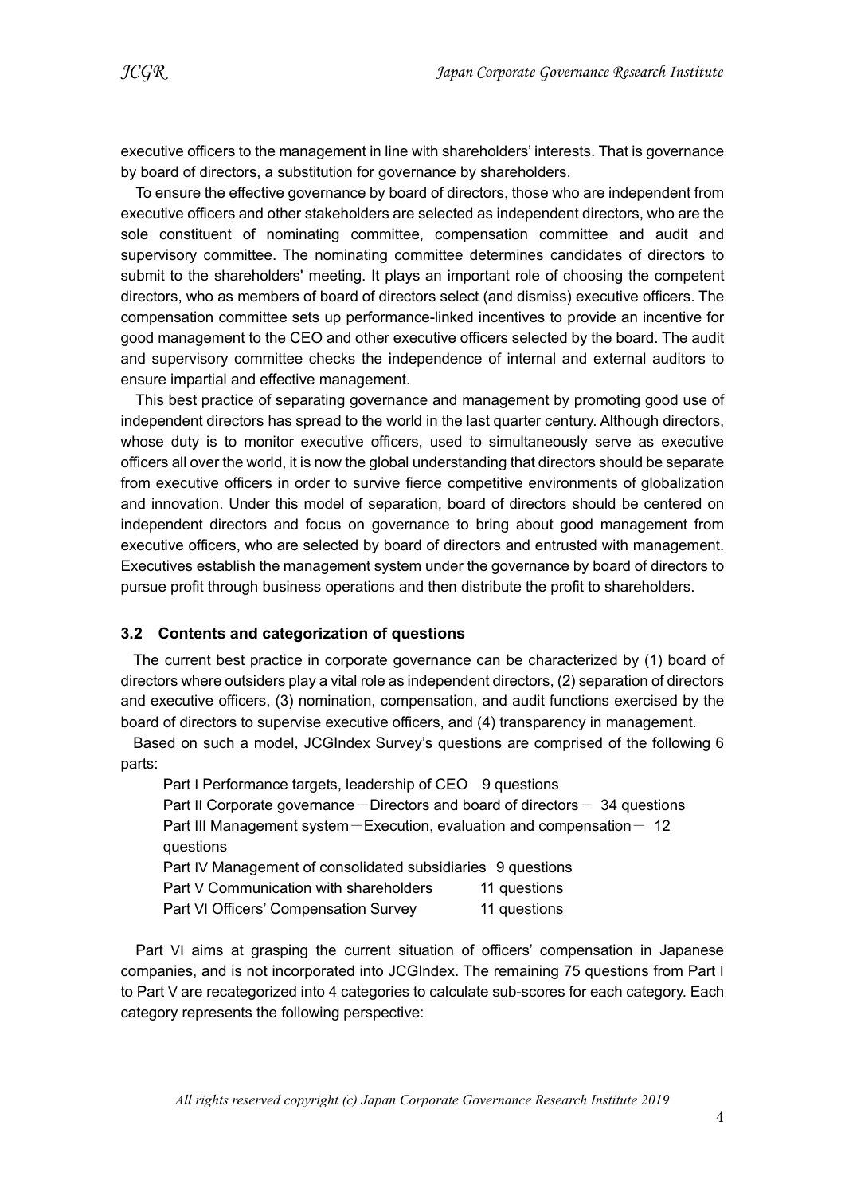executive officers to the management in line with shareholders' interests. That is governance by board of directors, a substitution for governance by shareholders.

To ensure the effective governance by board of directors, those who are independent from executive officers and other stakeholders are selected as independent directors, who are the sole constituent of nominating committee, compensation committee and audit and supervisory committee. The nominating committee determines candidates of directors to submit to the shareholders' meeting. It plays an important role of choosing the competent directors, who as members of board of directors select (and dismiss) executive officers. The compensation committee sets up performance-linked incentives to provide an incentive for good management to the CEO and other executive officers selected by the board. The audit and supervisory committee checks the independence of internal and external auditors to ensure impartial and effective management.

This best practice of separating governance and management by promoting good use of independent directors has spread to the world in the last quarter century. Although directors, whose duty is to monitor executive officers, used to simultaneously serve as executive officers all over the world, it is now the global understanding that directors should be separate from executive officers in order to survive fierce competitive environments of globalization and innovation. Under this model of separation, board of directors should be centered on independent directors and focus on governance to bring about good management from executive officers, who are selected by board of directors and entrusted with management. Executives establish the management system under the governance by board of directors to pursue profit through business operations and then distribute the profit to shareholders.

### 3.2 Contents and categorization of questions

The current best practice in corporate governance can be characterized by (1) board of directors where outsiders play a vital role as independent directors, (2) separation of directors and executive officers, (3) nomination, compensation, and audit functions exercised by the board of directors to supervise executive officers, and (4) transparency in management.

Based on such a model, JCGIndex Survey's questions are comprised of the following 6 parts:

Part I Performance targets, leadership of CEO 9 questions
Part II Corporate governance－Directors and board of directors－ 34 questions
Part III Management system－Execution, evaluation and compensation－ 12 questions
Part IV Management of consolidated subsidiaries 9 questions
Part V Communication with shareholders 11 questions
Part VI Officers' Compensation Survey 11 questions

Part VI aims at grasping the current situation of officers' compensation in Japanese companies, and is not incorporated into JCGIndex. The remaining 75 questions from Part I to Part V are recategorized into 4 categories to calculate sub-scores for each category. Each category represents the following perspective: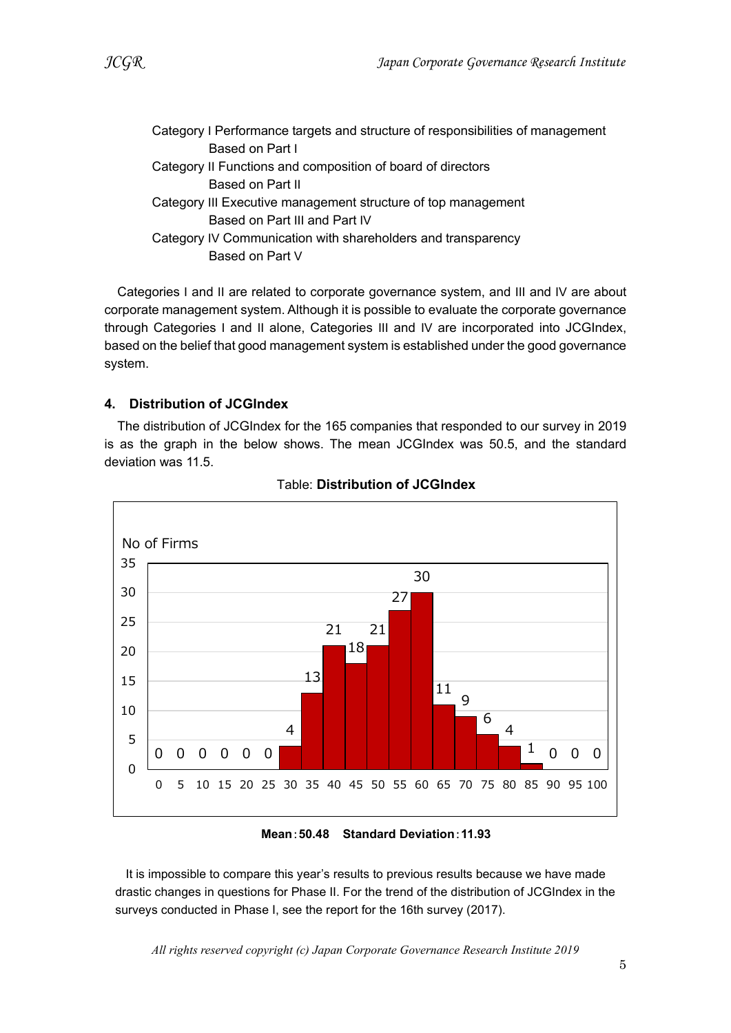Category I Performance targets and structure of responsibilities of management
Based on Part I
Category II Functions and composition of board of directors
Based on Part II
Category III Executive management structure of top management
Based on Part III and Part IV
Category IV Communication with shareholders and transparency
Based on Part V

Categories I and II are related to corporate governance system, and III and IV are about corporate management system. Although it is possible to evaluate the corporate governance through Categories I and II alone, Categories III and IV are incorporated into JCGIndex, based on the belief that good management system is established under the good governance system.

### 4. Distribution of JCGIndex

The distribution of JCGIndex for the 165 companies that responded to our survey in 2019 is as the graph in the below shows. The mean JCGIndex was 50.5, and the standard deviation was 11.5.

Table: **Distribution of JCGIndex**

| JCGIndex | No of Firms |
|---|---|
| 0 | 0 |
| 5 | 0 |
| 10 | 0 |
| 15 | 0 |
| 20 | 0 |
| 25 | 0 |
| 30 | 4 |
| 35 | 13 |
| 40 | 21 |
| 45 | 18 |
| 50 | 21 |
| 55 | 27 |
| 60 | 30 |
| 65 | 11 |
| 70 | 9 |
| 75 | 6 |
| 80 | 4 |
| 85 | 1 |
| 90 | 0 |
| 95 | 0 |
| 100 | 0 |

**Mean：50.48 Standard Deviation：11.93**

It is impossible to compare this year's results to previous results because we have made drastic changes in questions for Phase II. For the trend of the distribution of JCGIndex in the surveys conducted in Phase I, see the report for the 16th survey (2017).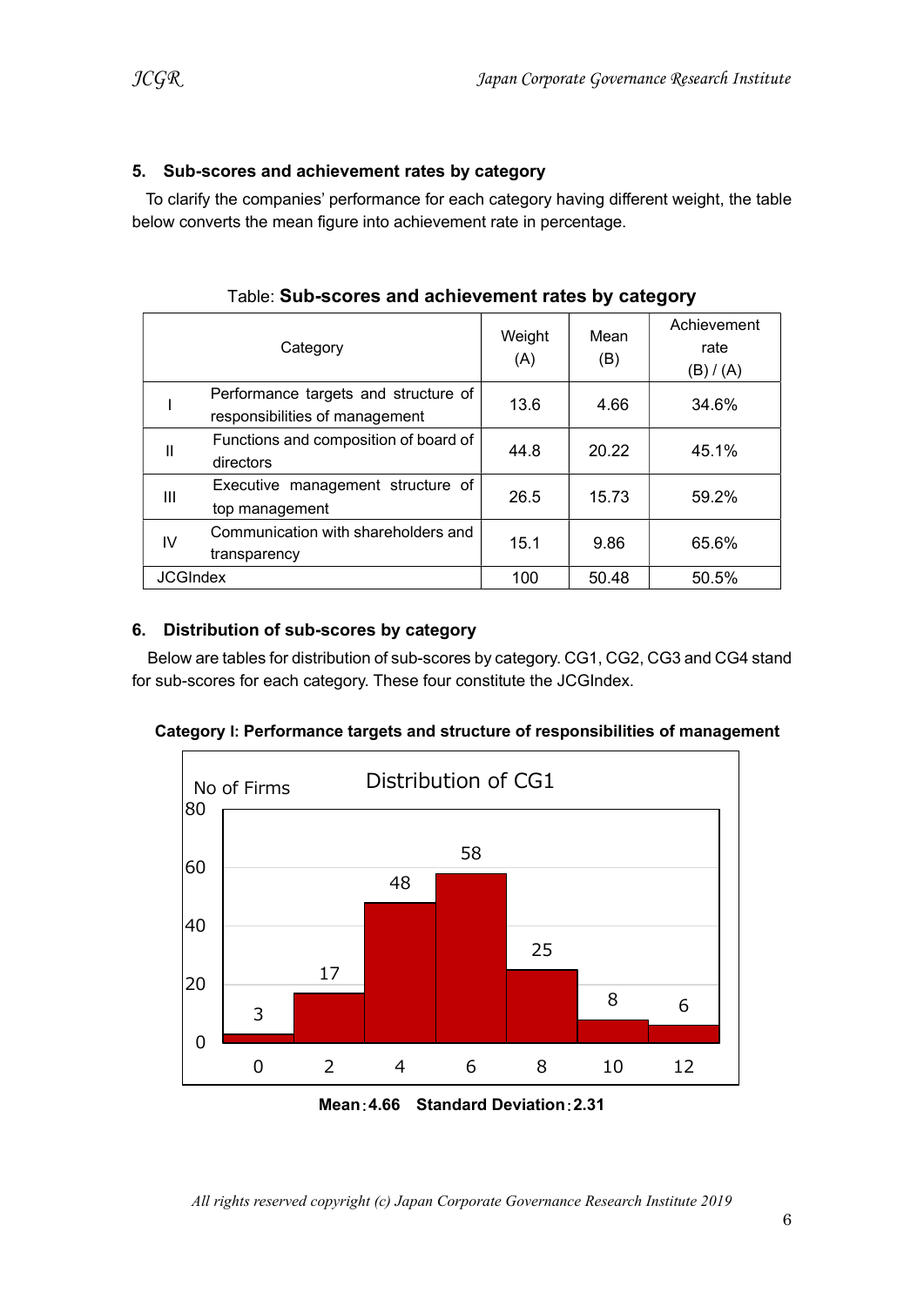## 5. Sub-scores and achievement rates by category

To clarify the companies' performance for each category having different weight, the table below converts the mean figure into achievement rate in percentage.

Table: **Sub-scores and achievement rates by category**

| Category | | Weight (A) | Mean (B) | Achievement rate (B) / (A) |
|---|---|---|---|---|
| I | Performance targets and structure of responsibilities of management | 13.6 | 4.66 | 34.6% |
| II | Functions and composition of board of directors | 44.8 | 20.22 | 45.1% |
| III | Executive management structure of top management | 26.5 | 15.73 | 59.2% |
| IV | Communication with shareholders and transparency | 15.1 | 9.86 | 65.6% |
| JCGIndex | | 100 | 50.48 | 50.5% |

## 6. Distribution of sub-scores by category

Below are tables for distribution of sub-scores by category. CG1, CG2, CG3 and CG4 stand for sub-scores for each category. These four constitute the JCGIndex.

**Category I: Performance targets and structure of responsibilities of management**

Distribution of CG1

| Score | 0 | 2 | 4 | 6 | 8 | 10 | 12 |
|---|---|---|---|---|---|---|---|
| No of Firms | 3 | 17 | 48 | 58 | 25 | 8 | 6 |

**Mean：4.66 Standard Deviation：2.31**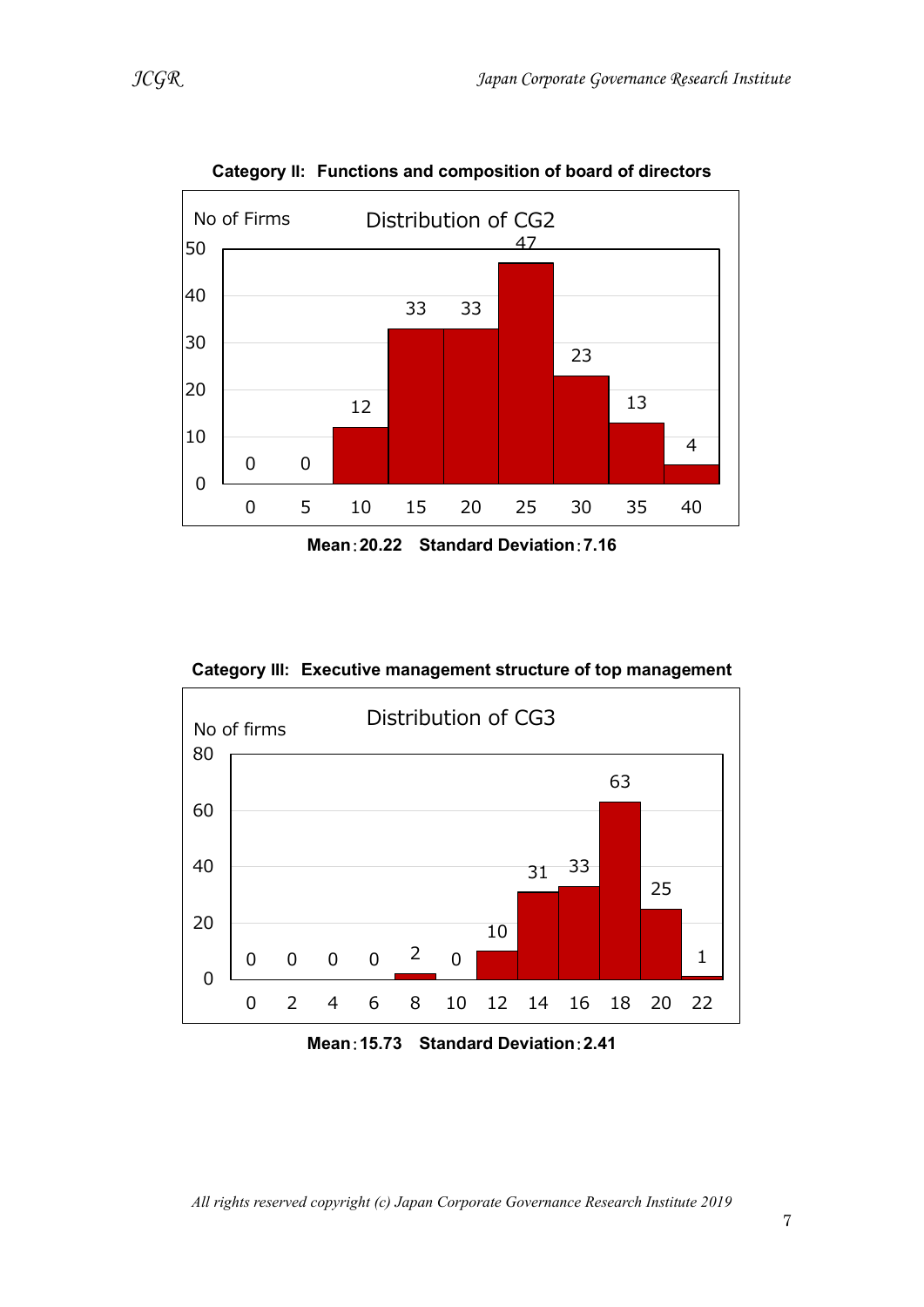**Category II: Functions and composition of board of directors**

Distribution of CG2

| No of Firms | 0 | 5 | 10 | 15 | 20 | 25 | 30 | 35 | 40 |
|---|---|---|---|---|---|---|---|---|---|
| | 0 | 0 | 12 | 33 | 33 | 47 | 23 | 13 | 4 |

**Mean：20.22　Standard Deviation：7.16**

**Category III: Executive management structure of top management**

Distribution of CG3

| No of firms | 0 | 2 | 4 | 6 | 8 | 10 | 12 | 14 | 16 | 18 | 20 | 22 |
|---|---|---|---|---|---|---|---|---|---|---|---|---|
| | 0 | 0 | 0 | 0 | 2 | 0 | 10 | 31 | 33 | 63 | 25 | 1 |

**Mean：15.73　Standard Deviation：2.41**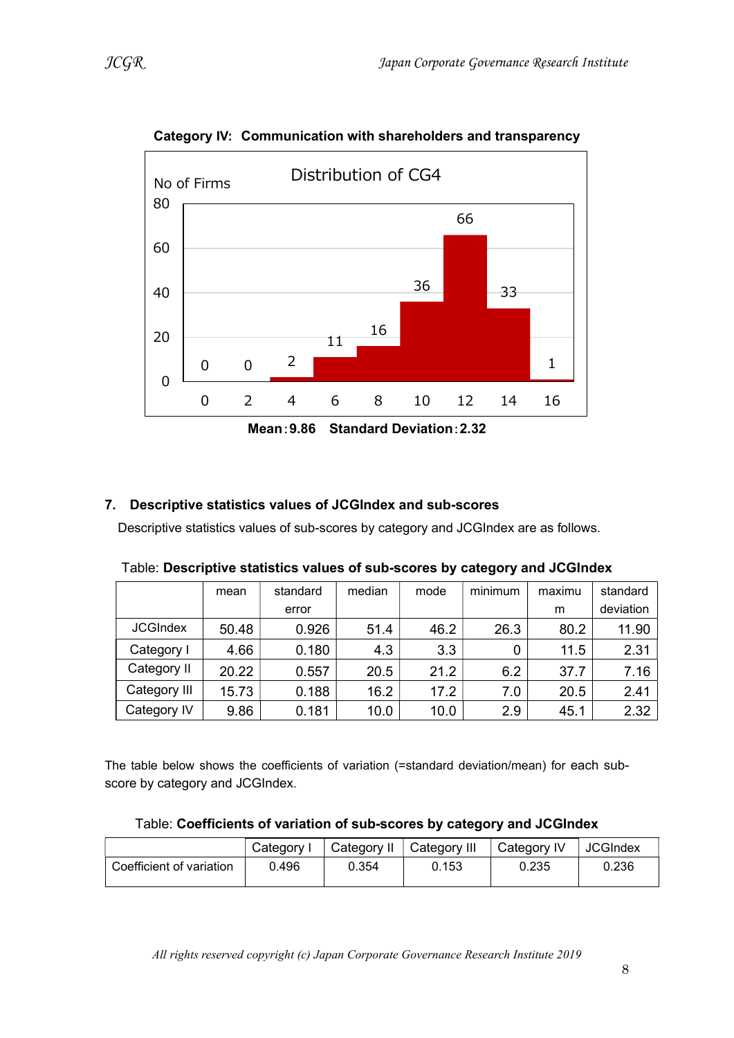**Category IV: Communication with shareholders and transparency**

Distribution of CG4

| No of Firms | 0 | 2 | 4 | 6 | 8 | 10 | 12 | 14 | 16 |
|---|---|---|---|---|---|---|---|---|---|
| | 0 | 0 | 2 | 11 | 16 | 36 | 66 | 33 | 1 |

**Mean：9.86　Standard Deviation：2.32**

## 7. Descriptive statistics values of JCGIndex and sub-scores

Descriptive statistics values of sub-scores by category and JCGIndex are as follows.

Table: **Descriptive statistics values of sub-scores by category and JCGIndex**

| | mean | standard error | median | mode | minimum | maximum | standard deviation |
|---|---|---|---|---|---|---|---|
| JCGIndex | 50.48 | 0.926 | 51.4 | 46.2 | 26.3 | 80.2 | 11.90 |
| Category I | 4.66 | 0.180 | 4.3 | 3.3 | 0 | 11.5 | 2.31 |
| Category II | 20.22 | 0.557 | 20.5 | 21.2 | 6.2 | 37.7 | 7.16 |
| Category III | 15.73 | 0.188 | 16.2 | 17.2 | 7.0 | 20.5 | 2.41 |
| Category IV | 9.86 | 0.181 | 10.0 | 10.0 | 2.9 | 45.1 | 2.32 |

The table below shows the coefficients of variation (=standard deviation/mean) for each sub-score by category and JCGIndex.

Table: **Coefficients of variation of sub-scores by category and JCGIndex**

| | Category I | Category II | Category III | Category IV | JCGIndex |
|---|---|---|---|---|---|
| Coefficient of variation | 0.496 | 0.354 | 0.153 | 0.235 | 0.236 |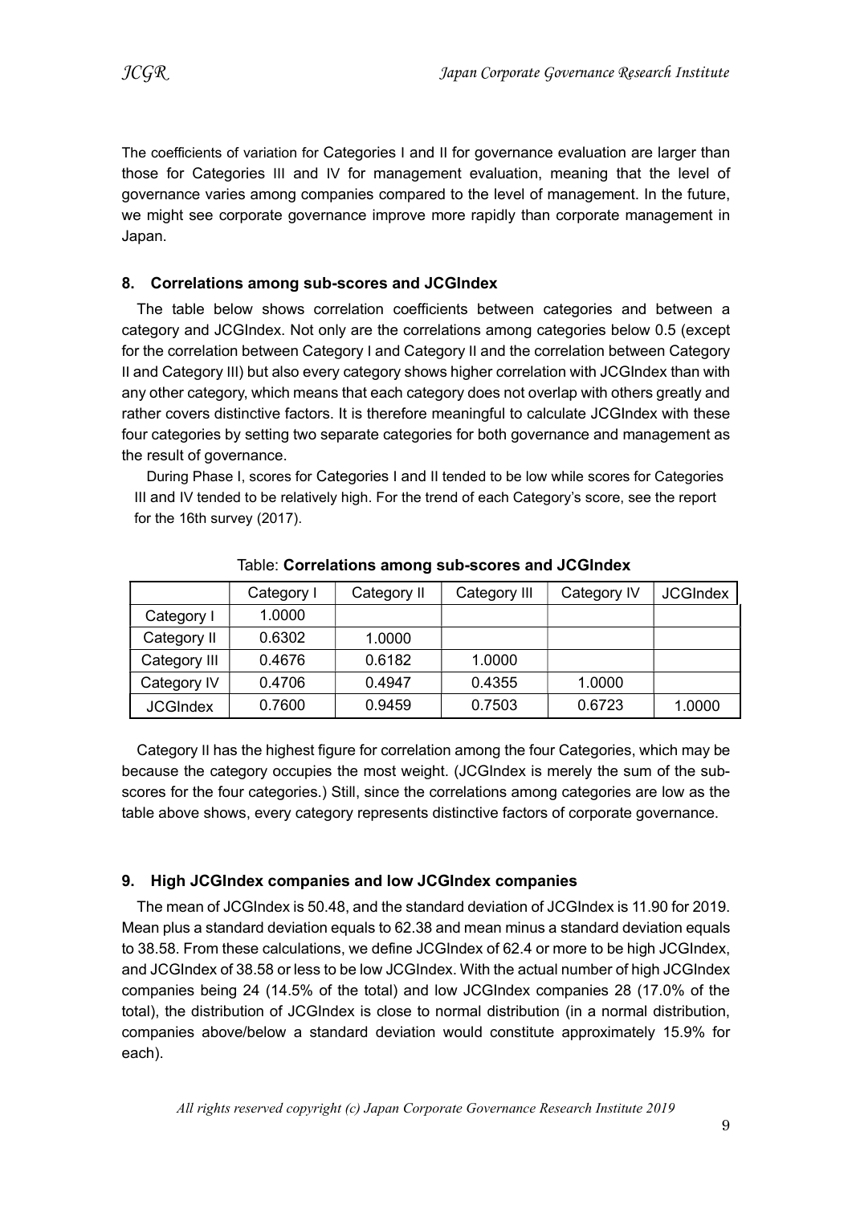The coefficients of variation for Categories I and II for governance evaluation are larger than those for Categories III and IV for management evaluation, meaning that the level of governance varies among companies compared to the level of management. In the future, we might see corporate governance improve more rapidly than corporate management in Japan.

## 8. Correlations among sub-scores and JCGIndex

The table below shows correlation coefficients between categories and between a category and JCGIndex. Not only are the correlations among categories below 0.5 (except for the correlation between Category I and Category II and the correlation between Category II and Category III) but also every category shows higher correlation with JCGIndex than with any other category, which means that each category does not overlap with others greatly and rather covers distinctive factors. It is therefore meaningful to calculate JCGIndex with these four categories by setting two separate categories for both governance and management as the result of governance.

During Phase I, scores for Categories I and II tended to be low while scores for Categories III and IV tended to be relatively high. For the trend of each Category's score, see the report for the 16th survey (2017).

Table: **Correlations among sub-scores and JCGIndex**

| | Category I | Category II | Category III | Category IV | JCGIndex |
|---|---|---|---|---|---|
| Category I | 1.0000 | | | | |
| Category II | 0.6302 | 1.0000 | | | |
| Category III | 0.4676 | 0.6182 | 1.0000 | | |
| Category IV | 0.4706 | 0.4947 | 0.4355 | 1.0000 | |
| JCGIndex | 0.7600 | 0.9459 | 0.7503 | 0.6723 | 1.0000 |

Category II has the highest figure for correlation among the four Categories, which may be because the category occupies the most weight. (JCGIndex is merely the sum of the sub-scores for the four categories.) Still, since the correlations among categories are low as the table above shows, every category represents distinctive factors of corporate governance.

## 9. High JCGIndex companies and low JCGIndex companies

The mean of JCGIndex is 50.48, and the standard deviation of JCGIndex is 11.90 for 2019. Mean plus a standard deviation equals to 62.38 and mean minus a standard deviation equals to 38.58. From these calculations, we define JCGIndex of 62.4 or more to be high JCGIndex, and JCGIndex of 38.58 or less to be low JCGIndex. With the actual number of high JCGIndex companies being 24 (14.5% of the total) and low JCGIndex companies 28 (17.0% of the total), the distribution of JCGIndex is close to normal distribution (in a normal distribution, companies above/below a standard deviation would constitute approximately 15.9% for each).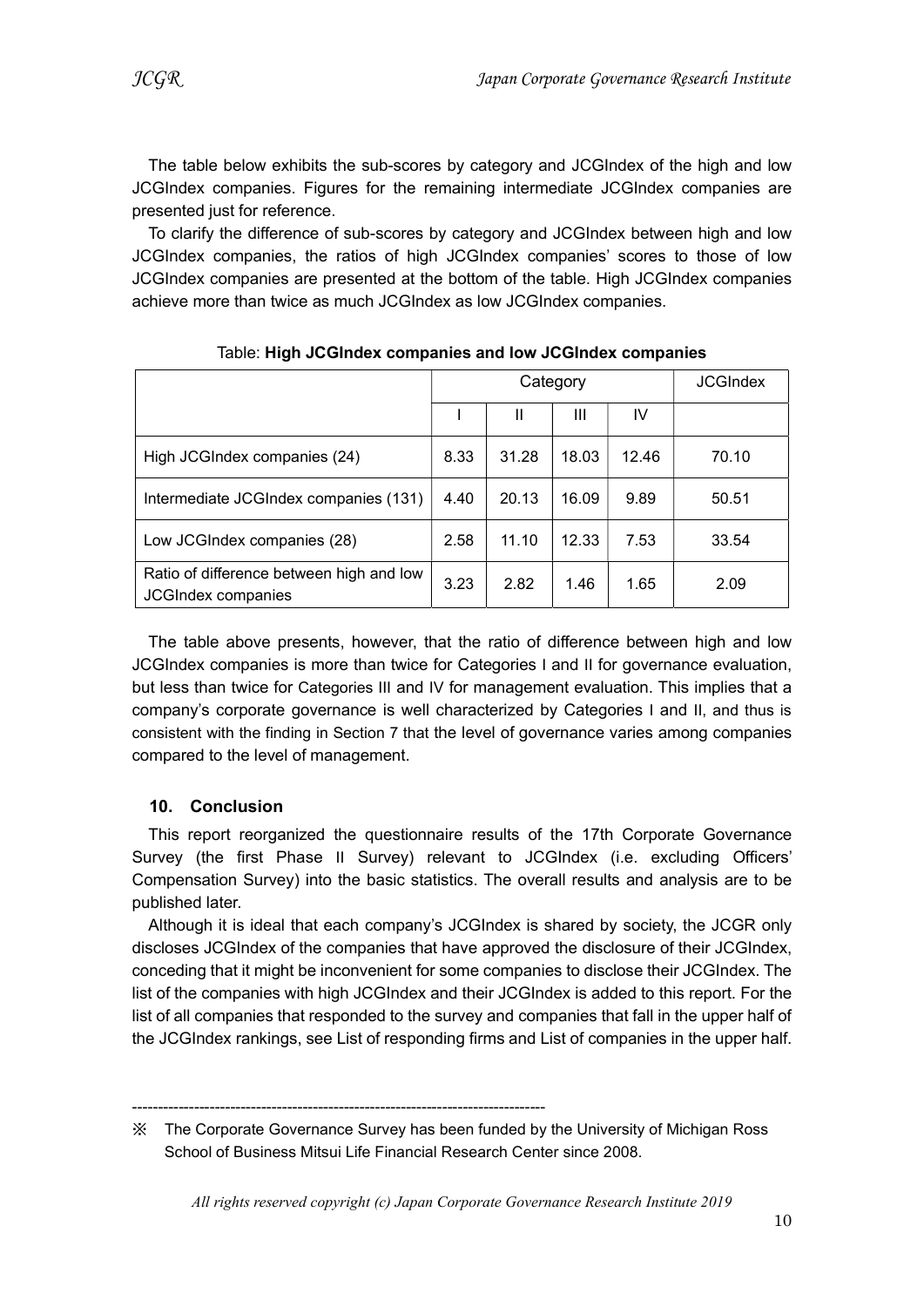The table below exhibits the sub-scores by category and JCGIndex of the high and low JCGIndex companies. Figures for the remaining intermediate JCGIndex companies are presented just for reference.

To clarify the difference of sub-scores by category and JCGIndex between high and low JCGIndex companies, the ratios of high JCGIndex companies' scores to those of low JCGIndex companies are presented at the bottom of the table. High JCGIndex companies achieve more than twice as much JCGIndex as low JCGIndex companies.

Table: **High JCGIndex companies and low JCGIndex companies**

| | Category | | | | JCGIndex |
|---|---|---|---|---|---|
| | I | II | III | IV | |
| High JCGIndex companies (24) | 8.33 | 31.28 | 18.03 | 12.46 | 70.10 |
| Intermediate JCGIndex companies (131) | 4.40 | 20.13 | 16.09 | 9.89 | 50.51 |
| Low JCGIndex companies (28) | 2.58 | 11.10 | 12.33 | 7.53 | 33.54 |
| Ratio of difference between high and low JCGIndex companies | 3.23 | 2.82 | 1.46 | 1.65 | 2.09 |

The table above presents, however, that the ratio of difference between high and low JCGIndex companies is more than twice for Categories I and II for governance evaluation, but less than twice for Categories III and IV for management evaluation. This implies that a company's corporate governance is well characterized by Categories I and II, and thus is consistent with the finding in Section 7 that the level of governance varies among companies compared to the level of management.

## 10. Conclusion

This report reorganized the questionnaire results of the 17th Corporate Governance Survey (the first Phase II Survey) relevant to JCGIndex (i.e. excluding Officers' Compensation Survey) into the basic statistics. The overall results and analysis are to be published later.

Although it is ideal that each company's JCGIndex is shared by society, the JCGR only discloses JCGIndex of the companies that have approved the disclosure of their JCGIndex, conceding that it might be inconvenient for some companies to disclose their JCGIndex. The list of the companies with high JCGIndex and their JCGIndex is added to this report. For the list of all companies that responded to the survey and companies that fall in the upper half of the JCGIndex rankings, see List of responding firms and List of companies in the upper half.

---

※ The Corporate Governance Survey has been funded by the University of Michigan Ross School of Business Mitsui Life Financial Research Center since 2008.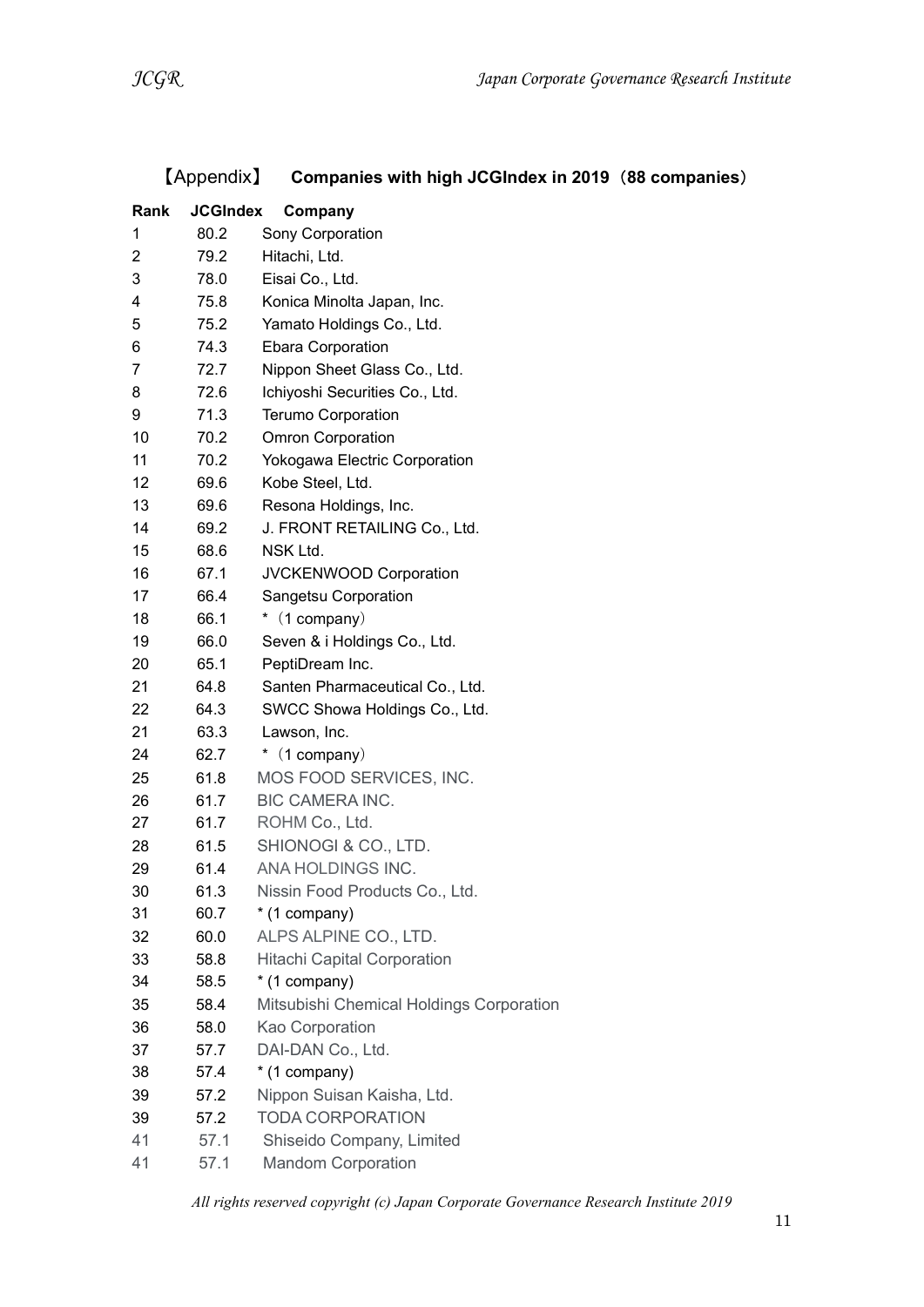## 【Appendix】 Companies with high JCGIndex in 2019（88 companies）

| Rank | JCGIndex | Company |
|---|---|---|
| 1 | 80.2 | Sony Corporation |
| 2 | 79.2 | Hitachi, Ltd. |
| 3 | 78.0 | Eisai Co., Ltd. |
| 4 | 75.8 | Konica Minolta Japan, Inc. |
| 5 | 75.2 | Yamato Holdings Co., Ltd. |
| 6 | 74.3 | Ebara Corporation |
| 7 | 72.7 | Nippon Sheet Glass Co., Ltd. |
| 8 | 72.6 | Ichiyoshi Securities Co., Ltd. |
| 9 | 71.3 | Terumo Corporation |
| 10 | 70.2 | Omron Corporation |
| 11 | 70.2 | Yokogawa Electric Corporation |
| 12 | 69.6 | Kobe Steel, Ltd. |
| 13 | 69.6 | Resona Holdings, Inc. |
| 14 | 69.2 | J. FRONT RETAILING Co., Ltd. |
| 15 | 68.6 | NSK Ltd. |
| 16 | 67.1 | JVCKENWOOD Corporation |
| 17 | 66.4 | Sangetsu Corporation |
| 18 | 66.1 | *（1 company） |
| 19 | 66.0 | Seven & i Holdings Co., Ltd. |
| 20 | 65.1 | PeptiDream Inc. |
| 21 | 64.8 | Santen Pharmaceutical Co., Ltd. |
| 22 | 64.3 | SWCC Showa Holdings Co., Ltd. |
| 21 | 63.3 | Lawson, Inc. |
| 24 | 62.7 | *（1 company） |
| 25 | 61.8 | MOS FOOD SERVICES, INC. |
| 26 | 61.7 | BIC CAMERA INC. |
| 27 | 61.7 | ROHM Co., Ltd. |
| 28 | 61.5 | SHIONOGI & CO., LTD. |
| 29 | 61.4 | ANA HOLDINGS INC. |
| 30 | 61.3 | Nissin Food Products Co., Ltd. |
| 31 | 60.7 | * (1 company) |
| 32 | 60.0 | ALPS ALPINE CO., LTD. |
| 33 | 58.8 | Hitachi Capital Corporation |
| 34 | 58.5 | * (1 company) |
| 35 | 58.4 | Mitsubishi Chemical Holdings Corporation |
| 36 | 58.0 | Kao Corporation |
| 37 | 57.7 | DAI-DAN Co., Ltd. |
| 38 | 57.4 | * (1 company) |
| 39 | 57.2 | Nippon Suisan Kaisha, Ltd. |
| 39 | 57.2 | TODA CORPORATION |
| 41 | 57.1 | Shiseido Company, Limited |
| 41 | 57.1 | Mandom Corporation |

*All rights reserved copyright (c) Japan Corporate Governance Research Institute 2019*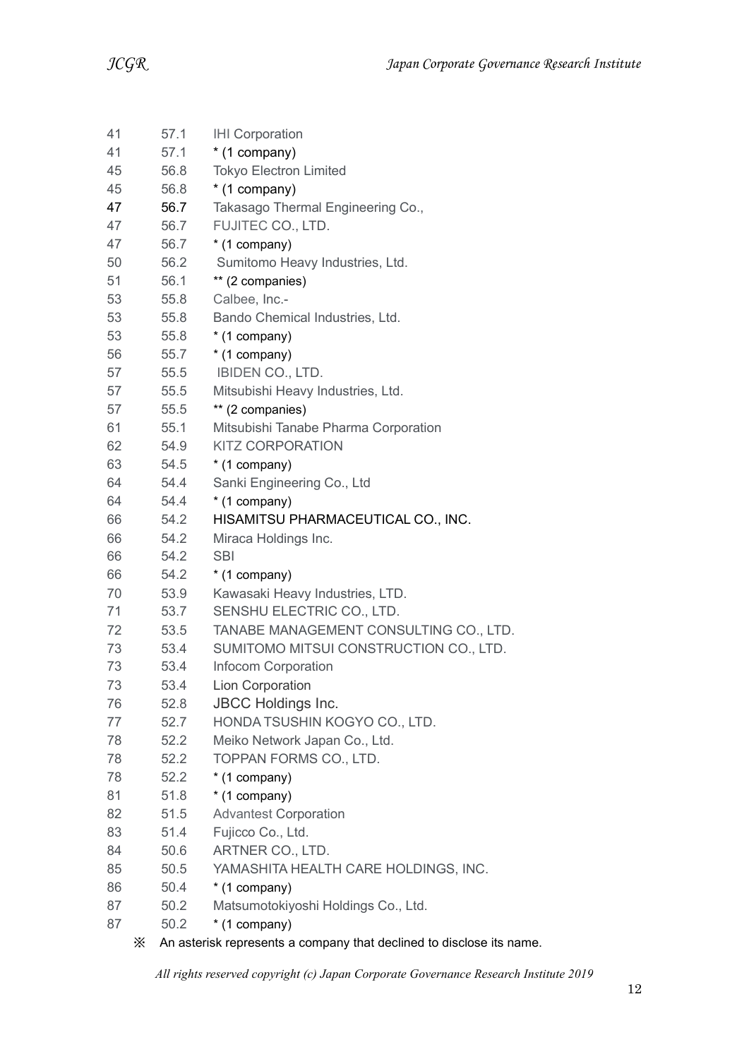| | | |
|---|---|---|
| 41 | 57.1 | IHI Corporation |
| 41 | 57.1 | * (1 company) |
| 45 | 56.8 | Tokyo Electron Limited |
| 45 | 56.8 | * (1 company) |
| 47 | 56.7 | Takasago Thermal Engineering Co., |
| 47 | 56.7 | FUJITEC CO., LTD. |
| 47 | 56.7 | * (1 company) |
| 50 | 56.2 | Sumitomo Heavy Industries, Ltd. |
| 51 | 56.1 | ** (2 companies) |
| 53 | 55.8 | Calbee, Inc.- |
| 53 | 55.8 | Bando Chemical Industries, Ltd. |
| 53 | 55.8 | * (1 company) |
| 56 | 55.7 | * (1 company) |
| 57 | 55.5 | IBIDEN CO., LTD. |
| 57 | 55.5 | Mitsubishi Heavy Industries, Ltd. |
| 57 | 55.5 | ** (2 companies) |
| 61 | 55.1 | Mitsubishi Tanabe Pharma Corporation |
| 62 | 54.9 | KITZ CORPORATION |
| 63 | 54.5 | * (1 company) |
| 64 | 54.4 | Sanki Engineering Co., Ltd |
| 64 | 54.4 | * (1 company) |
| 66 | 54.2 | HISAMITSU PHARMACEUTICAL CO., INC. |
| 66 | 54.2 | Miraca Holdings Inc. |
| 66 | 54.2 | SBI |
| 66 | 54.2 | * (1 company) |
| 70 | 53.9 | Kawasaki Heavy Industries, LTD. |
| 71 | 53.7 | SENSHU ELECTRIC CO., LTD. |
| 72 | 53.5 | TANABE MANAGEMENT CONSULTING CO., LTD. |
| 73 | 53.4 | SUMITOMO MITSUI CONSTRUCTION CO., LTD. |
| 73 | 53.4 | Infocom Corporation |
| 73 | 53.4 | Lion Corporation |
| 76 | 52.8 | JBCC Holdings Inc. |
| 77 | 52.7 | HONDA TSUSHIN KOGYO CO., LTD. |
| 78 | 52.2 | Meiko Network Japan Co., Ltd. |
| 78 | 52.2 | TOPPAN FORMS CO., LTD. |
| 78 | 52.2 | * (1 company) |
| 81 | 51.8 | * (1 company) |
| 82 | 51.5 | Advantest Corporation |
| 83 | 51.4 | Fujicco Co., Ltd. |
| 84 | 50.6 | ARTNER CO., LTD. |
| 85 | 50.5 | YAMASHITA HEALTH CARE HOLDINGS, INC. |
| 86 | 50.4 | * (1 company) |
| 87 | 50.2 | Matsumotokiyoshi Holdings Co., Ltd. |
| 87 | 50.2 | * (1 company) |

※ An asterisk represents a company that declined to disclose its name.

*All rights reserved copyright (c) Japan Corporate Governance Research Institute 2019*